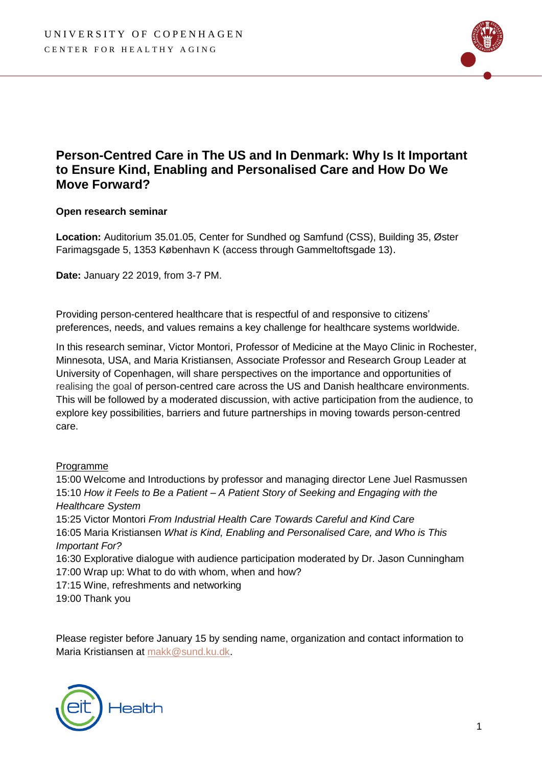UNIVERSITY OF COPENHAGEN

CENTER FOR HEALTHY AGING

# Person-Centred Care in The US and In Denmark: Why Is It Important to Ensure Kind, Enabling and Personalised Care and How Do We Move Forward?

**Open research seminar**

**Location:** Auditorium 35.01.05, Center for Sundhed og Samfund (CSS), Building 35, Øster Farimagsgade 5, 1353 København K (access through Gammeltoftsgade 13).

**Date:** January 22 2019, from 3-7 PM.

Providing person-centered healthcare that is respectful of and responsive to citizens' preferences, needs, and values remains a key challenge for healthcare systems worldwide.

In this research seminar, Victor Montori, Professor of Medicine at the Mayo Clinic in Rochester, Minnesota, USA, and Maria Kristiansen, Associate Professor and Research Group Leader at University of Copenhagen, will share perspectives on the importance and opportunities of realising the goal of person-centred care across the US and Danish healthcare environments. This will be followed by a moderated discussion, with active participation from the audience, to explore key possibilities, barriers and future partnerships in moving towards person-centred care.

<u>Programme</u>

15:00 Welcome and Introductions by professor and managing director Lene Juel Rasmussen
15:10 *How it Feels to Be a Patient – A Patient Story of Seeking and Engaging with the Healthcare System*
15:25 Victor Montori *From Industrial Health Care Towards Careful and Kind Care*
16:05 Maria Kristiansen *What is Kind, Enabling and Personalised Care, and Who is This Important For?*
16:30 Explorative dialogue with audience participation moderated by Dr. Jason Cunningham
17:00 Wrap up: What to do with whom, when and how?
17:15 Wine, refreshments and networking
19:00 Thank you

Please register before January 15 by sending name, organization and contact information to Maria Kristiansen at makk@sund.ku.dk.

eit Health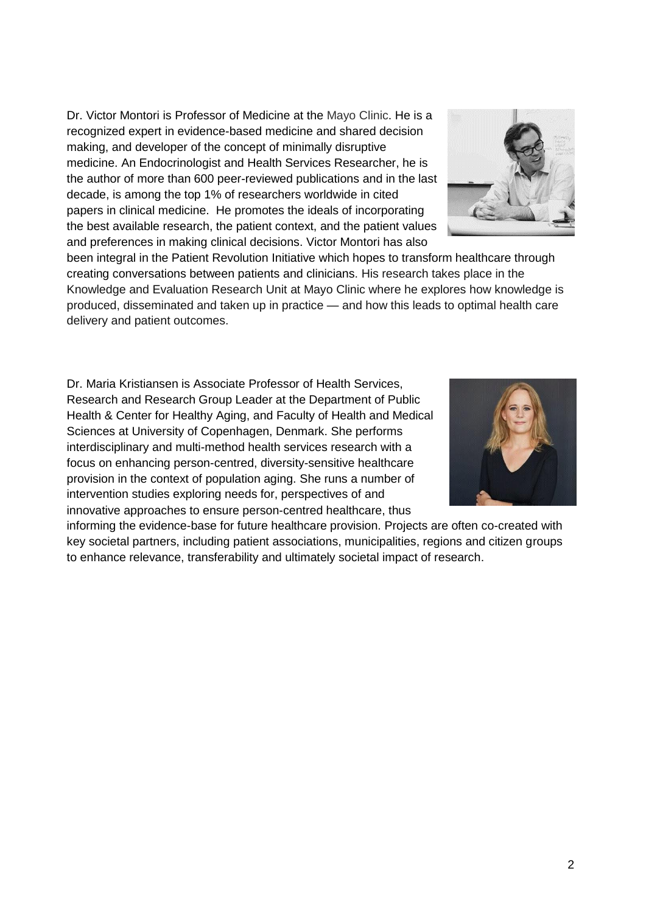Dr. Victor Montori is Professor of Medicine at the Mayo Clinic. He is a recognized expert in evidence-based medicine and shared decision making, and developer of the concept of minimally disruptive medicine. An Endocrinologist and Health Services Researcher, he is the author of more than 600 peer-reviewed publications and in the last decade, is among the top 1% of researchers worldwide in cited papers in clinical medicine. He promotes the ideals of incorporating the best available research, the patient context, and the patient values and preferences in making clinical decisions. Victor Montori has also been integral in the Patient Revolution Initiative which hopes to transform healthcare through creating conversations between patients and clinicians. His research takes place in the Knowledge and Evaluation Research Unit at Mayo Clinic where he explores how knowledge is produced, disseminated and taken up in practice — and how this leads to optimal health care delivery and patient outcomes.

Dr. Maria Kristiansen is Associate Professor of Health Services, Research and Research Group Leader at the Department of Public Health & Center for Healthy Aging, and Faculty of Health and Medical Sciences at University of Copenhagen, Denmark. She performs interdisciplinary and multi-method health services research with a focus on enhancing person-centred, diversity-sensitive healthcare provision in the context of population aging. She runs a number of intervention studies exploring needs for, perspectives of and innovative approaches to ensure person-centred healthcare, thus informing the evidence-base for future healthcare provision. Projects are often co-created with key societal partners, including patient associations, municipalities, regions and citizen groups to enhance relevance, transferability and ultimately societal impact of research.